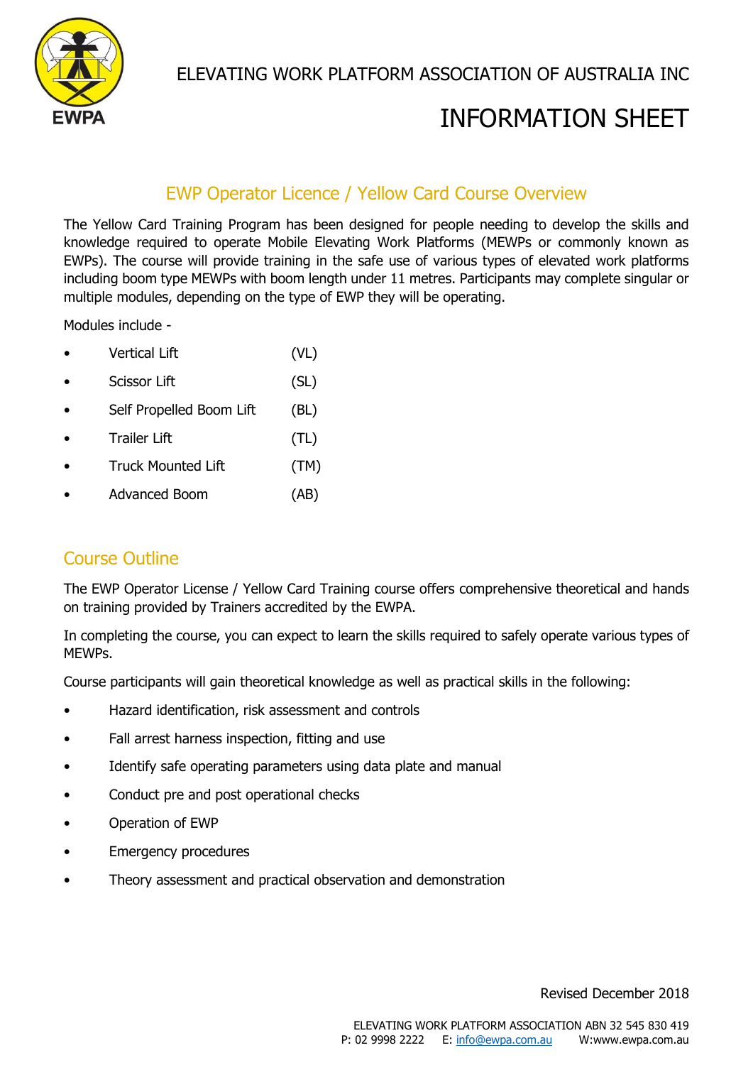ELEVATING WORK PLATFORM ASSOCIATION OF AUSTRALIA INC

# INFORMATION SHEET

## EWP Operator Licence / Yellow Card Course Overview

The Yellow Card Training Program has been designed for people needing to develop the skills and knowledge required to operate Mobile Elevating Work Platforms (MEWPs or commonly known as EWPs). The course will provide training in the safe use of various types of elevated work platforms including boom type MEWPs with boom length under 11 metres. Participants may complete singular or multiple modules, depending on the type of EWP they will be operating.

Modules include -

- Vertical Lift (VL)
- Scissor Lift (SL)
- Self Propelled Boom Lift (BL)
- Trailer Lift (TL)
- Truck Mounted Lift (TM)
- Advanced Boom (AB)

## Course Outline

The EWP Operator License / Yellow Card Training course offers comprehensive theoretical and hands on training provided by Trainers accredited by the EWPA.

In completing the course, you can expect to learn the skills required to safely operate various types of MEWPs.

Course participants will gain theoretical knowledge as well as practical skills in the following:

- Hazard identification, risk assessment and controls
- Fall arrest harness inspection, fitting and use
- Identify safe operating parameters using data plate and manual
- Conduct pre and post operational checks
- Operation of EWP
- Emergency procedures
- Theory assessment and practical observation and demonstration

Revised December 2018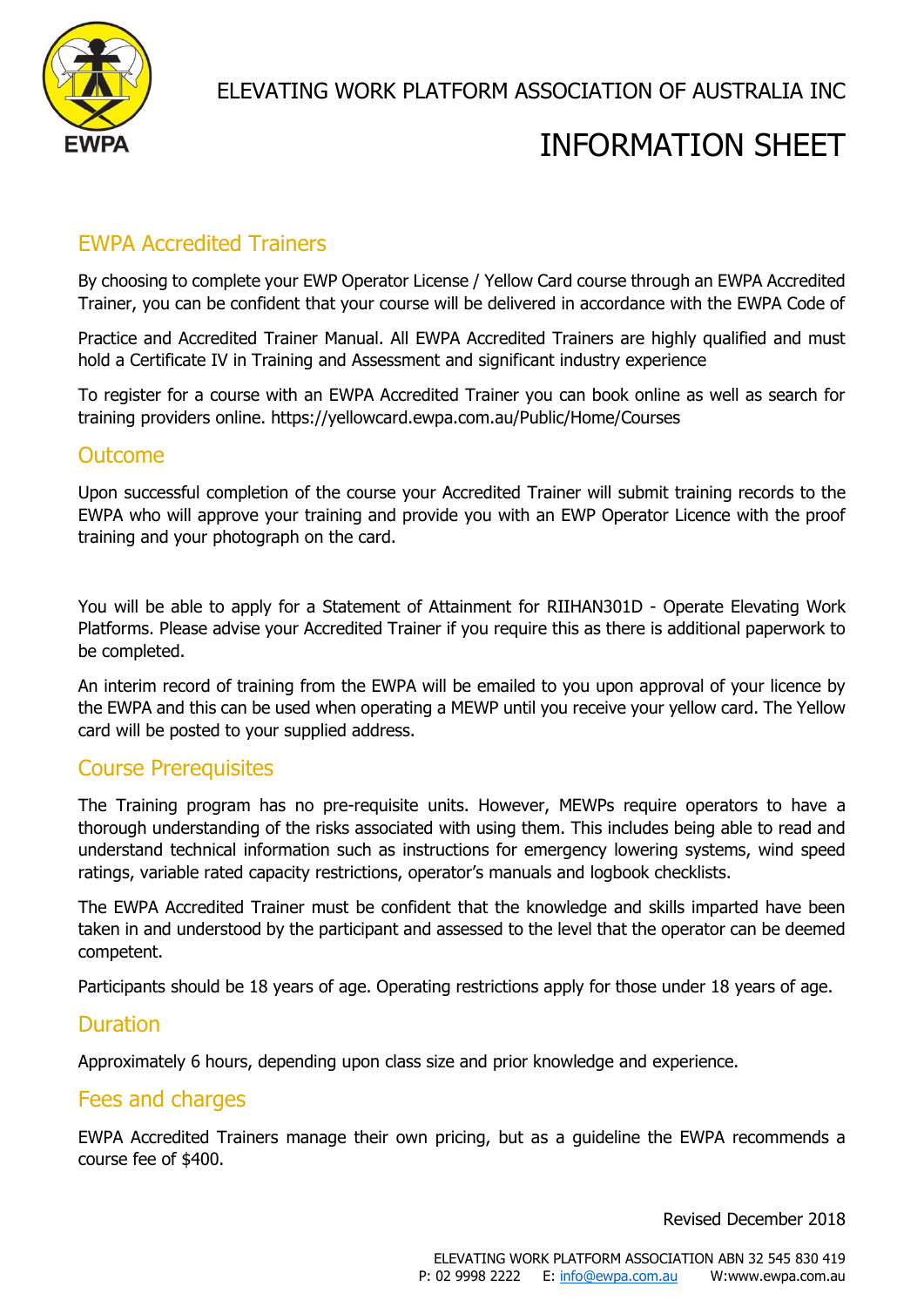ELEVATING WORK PLATFORM ASSOCIATION OF AUSTRALIA INC

# INFORMATION SHEET

## EWPA Accredited Trainers

By choosing to complete your EWP Operator License / Yellow Card course through an EWPA Accredited Trainer, you can be confident that your course will be delivered in accordance with the EWPA Code of

Practice and Accredited Trainer Manual. All EWPA Accredited Trainers are highly qualified and must hold a Certificate IV in Training and Assessment and significant industry experience

To register for a course with an EWPA Accredited Trainer you can book online as well as search for training providers online. https://yellowcard.ewpa.com.au/Public/Home/Courses

## Outcome

Upon successful completion of the course your Accredited Trainer will submit training records to the EWPA who will approve your training and provide you with an EWP Operator Licence with the proof training and your photograph on the card.

You will be able to apply for a Statement of Attainment for RIIHAN301D - Operate Elevating Work Platforms. Please advise your Accredited Trainer if you require this as there is additional paperwork to be completed.

An interim record of training from the EWPA will be emailed to you upon approval of your licence by the EWPA and this can be used when operating a MEWP until you receive your yellow card. The Yellow card will be posted to your supplied address.

## Course Prerequisites

The Training program has no pre-requisite units. However, MEWPs require operators to have a thorough understanding of the risks associated with using them. This includes being able to read and understand technical information such as instructions for emergency lowering systems, wind speed ratings, variable rated capacity restrictions, operator's manuals and logbook checklists.

The EWPA Accredited Trainer must be confident that the knowledge and skills imparted have been taken in and understood by the participant and assessed to the level that the operator can be deemed competent.

Participants should be 18 years of age. Operating restrictions apply for those under 18 years of age.

## Duration

Approximately 6 hours, depending upon class size and prior knowledge and experience.

## Fees and charges

EWPA Accredited Trainers manage their own pricing, but as a guideline the EWPA recommends a course fee of $400.

Revised December 2018

ELEVATING WORK PLATFORM ASSOCIATION ABN 32 545 830 419
P: 02 9998 2222 E: info@ewpa.com.au W:www.ewpa.com.au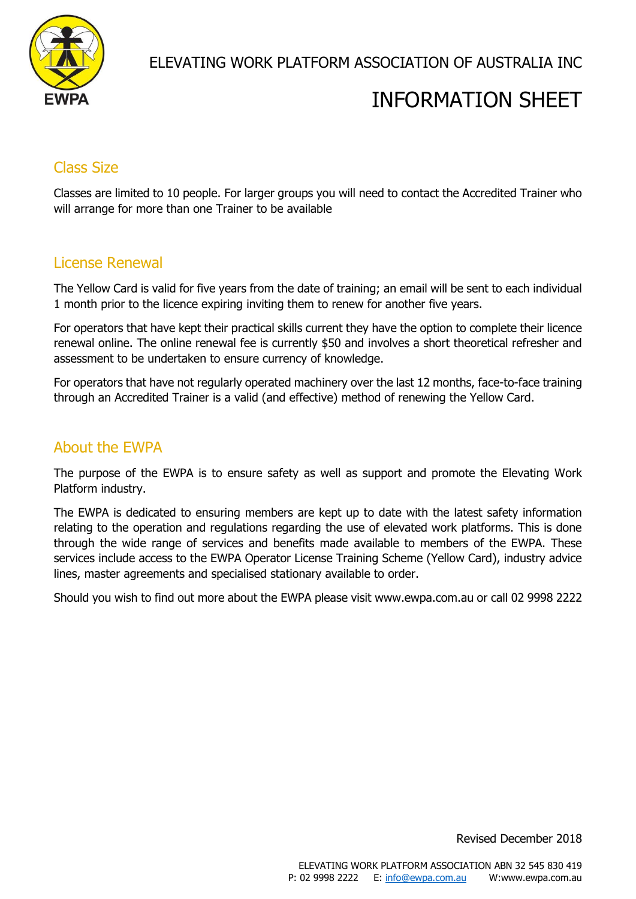## Class Size

Classes are limited to 10 people. For larger groups you will need to contact the Accredited Trainer who will arrange for more than one Trainer to be available

## License Renewal

The Yellow Card is valid for five years from the date of training; an email will be sent to each individual 1 month prior to the licence expiring inviting them to renew for another five years.

For operators that have kept their practical skills current they have the option to complete their licence renewal online. The online renewal fee is currently $50 and involves a short theoretical refresher and assessment to be undertaken to ensure currency of knowledge.

For operators that have not regularly operated machinery over the last 12 months, face-to-face training through an Accredited Trainer is a valid (and effective) method of renewing the Yellow Card.

## About the EWPA

The purpose of the EWPA is to ensure safety as well as support and promote the Elevating Work Platform industry.

The EWPA is dedicated to ensuring members are kept up to date with the latest safety information relating to the operation and regulations regarding the use of elevated work platforms. This is done through the wide range of services and benefits made available to members of the EWPA. These services include access to the EWPA Operator License Training Scheme (Yellow Card), industry advice lines, master agreements and specialised stationary available to order.

Should you wish to find out more about the EWPA please visit www.ewpa.com.au or call 02 9998 2222

Revised December 2018